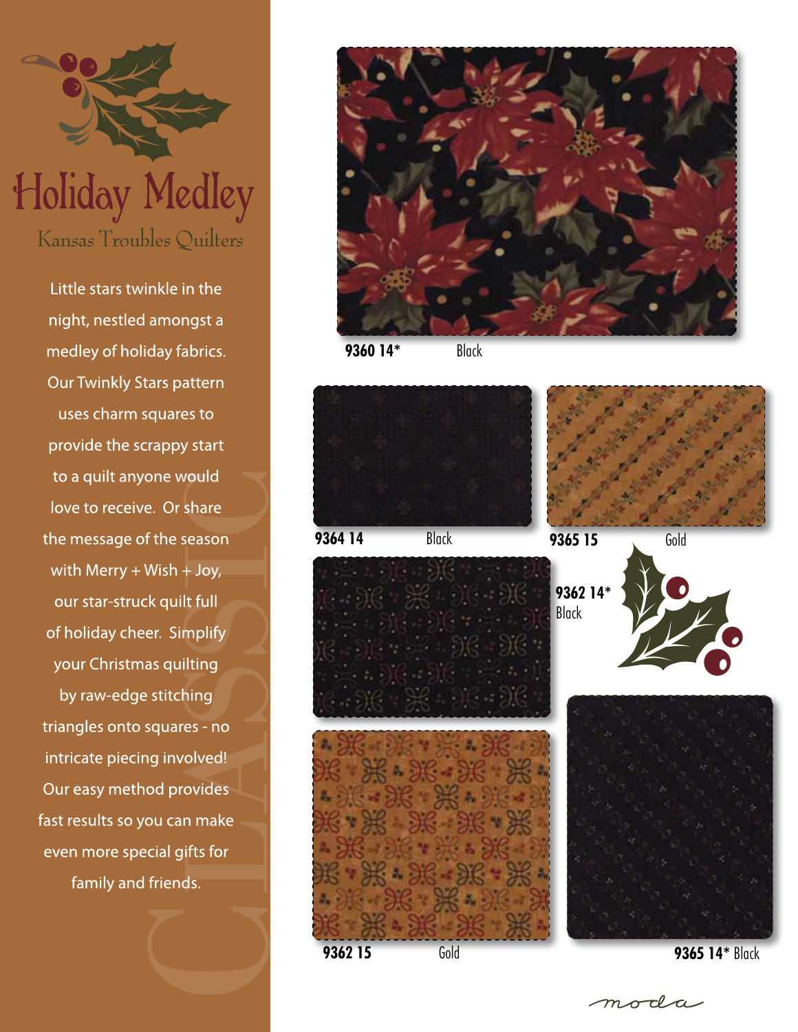# Holiday Medley

## Kansas Troubles Quilters

Little stars twinkle in the night, nestled amongst a medley of holiday fabrics. Our Twinkly Stars pattern uses charm squares to provide the scrappy start to a quilt anyone would love to receive. Or share the message of the season with Merry + Wish + Joy, our star-struck quilt full of holiday cheer. Simplify your Christmas quilting by raw-edge stitching triangles onto squares - no intricate piecing involved! Our easy method provides fast results so you can make even more special gifts for family and friends.

CLASSIC

**9360 14*** Black

**9364 14** Black

**9365 15** Gold

**9362 14*** Black

**9362 15** Gold

**9365 14*** Black

moda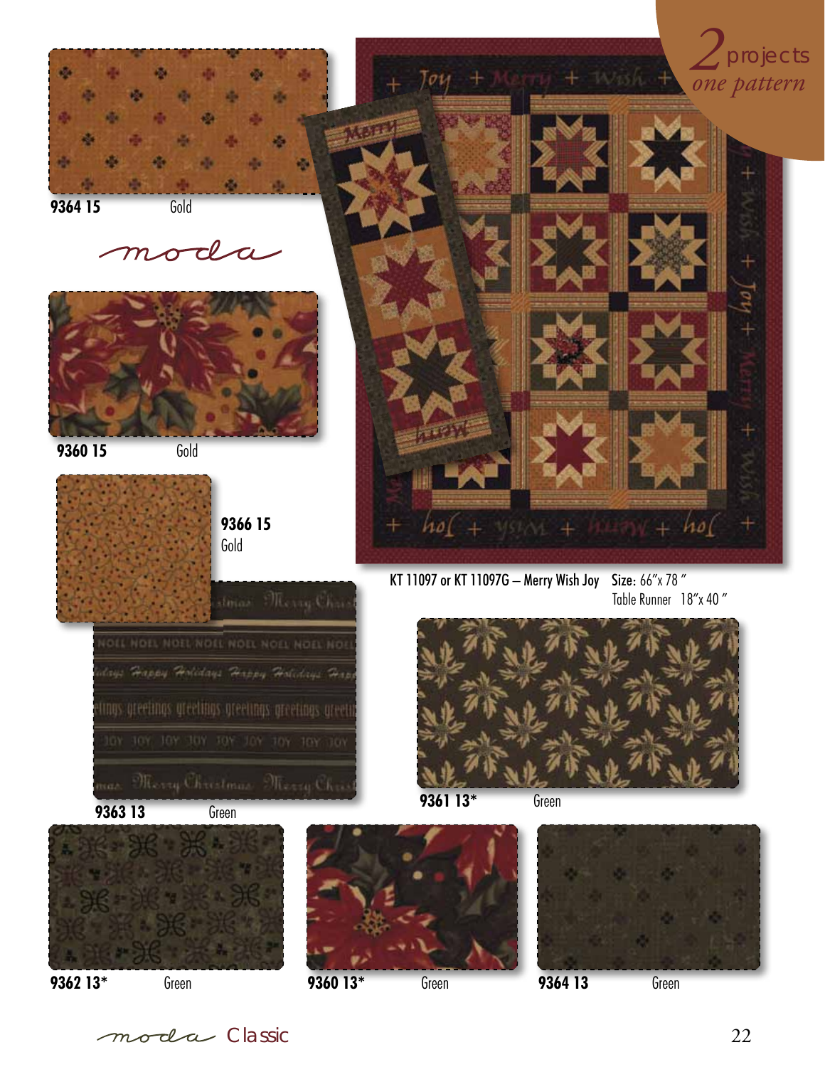## 2 projects *one pattern*

9364 15 Gold

moda

9360 15 Gold

9366 15 Gold

KT 11097 or KT 11097G – Merry Wish Joy **Size:** 66″x 78″
Table Runner 18″x 40″

9363 13 Green

9361 13* Green

9362 13* Green

9360 13* Green

9364 13 Green

moda Classic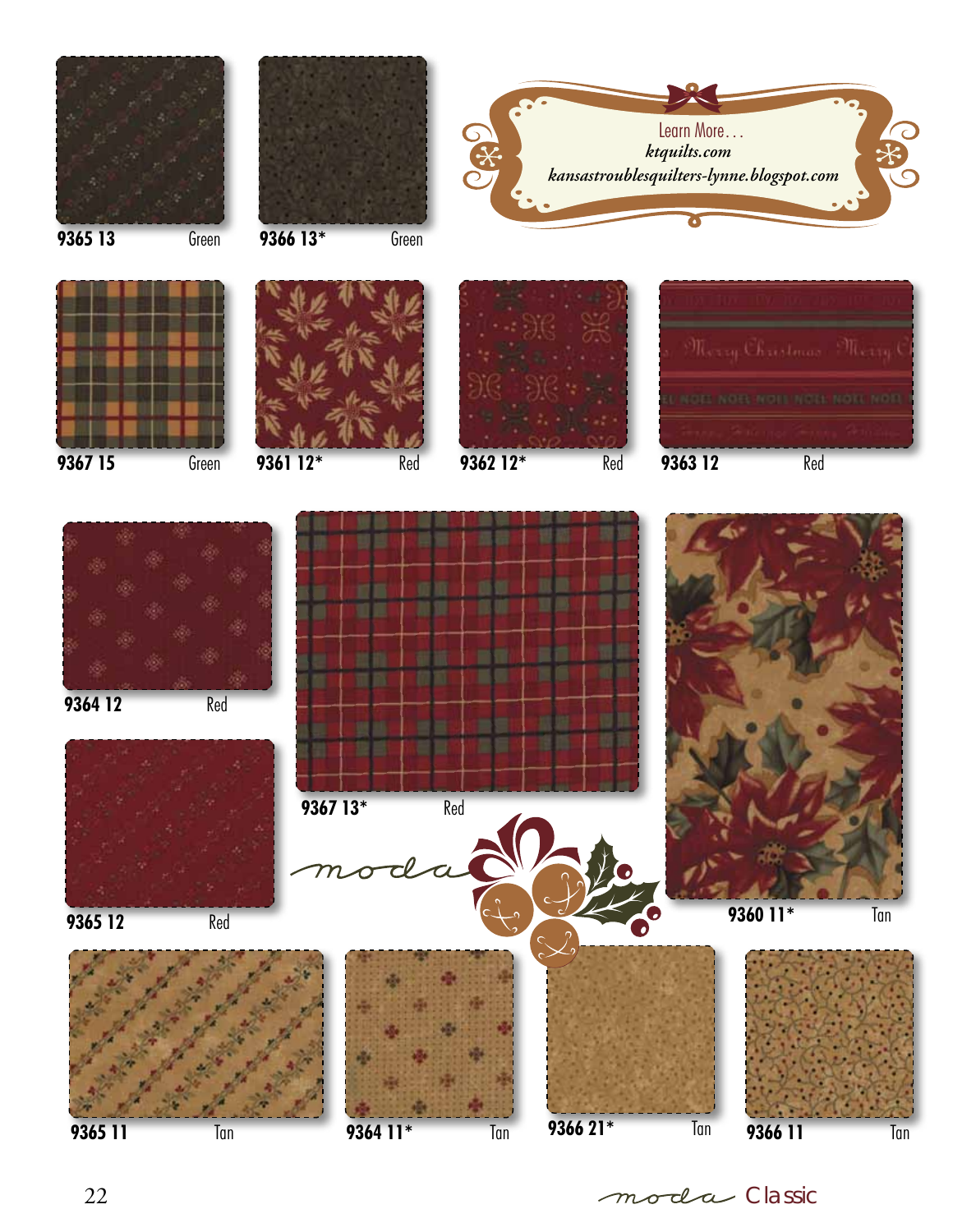Learn More...

*ktquilts.com*

*kansastroublesquilters-lynne.blogspot.com*

**9365 13** Green

**9366 13*** Green

**9367 15** Green

**9361 12*** Red

**9362 12*** Red

**9363 12** Red

**9364 12** Red

**9367 13*** Red

**9360 11*** Tan

**9365 12** Red

**9365 11** Tan

**9364 11*** Tan

**9366 21*** Tan

**9366 11** Tan

moda Classic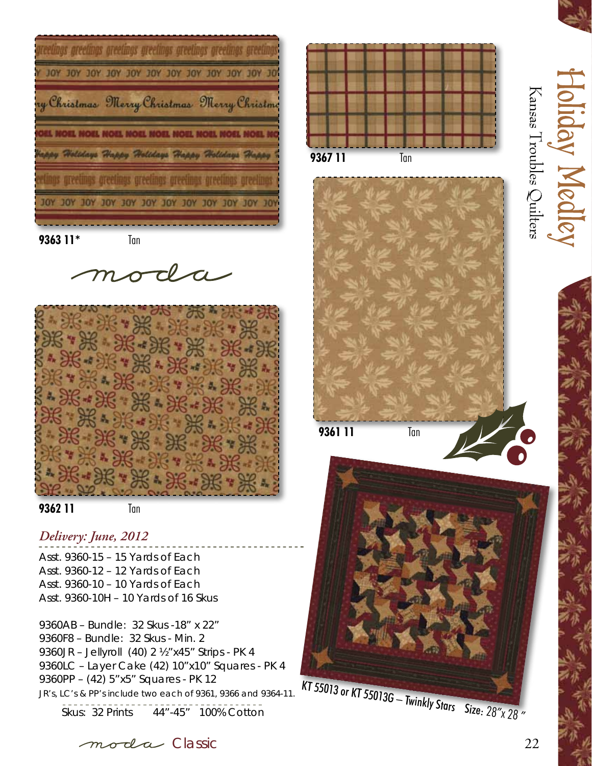# Holiday Medley

Kansas Troubles Quilters

**9363 11*** Tan

moda

**9362 11** Tan

**9367 11** Tan

**9361 11** Tan

*Delivery: June, 2012*

Asst. 9360-15 – 15 Yards of Each
Asst. 9360-12 – 12 Yards of Each
Asst. 9360-10 – 10 Yards of Each
Asst. 9360-10H – 10 Yards of 16 Skus

9360AB – Bundle: 32 Skus -18" x 22"
9360F8 – Bundle: 32 Skus - Min. 2
9360JR – Jellyroll (40) 2 ½"x45" Strips - PK 4
9360LC – Layer Cake (42) 10"x10" Squares - PK 4
9360PP – (42) 5"x5" Squares - PK 12
JR's, LC's & PP's include two each of 9361, 9366 and 9364-11.

Skus: 32 Prints 44"-45" 100% Cotton

KT 55013 or KT 55013G – Twinkly Stars Size: 28"x 28 "

moda Classic